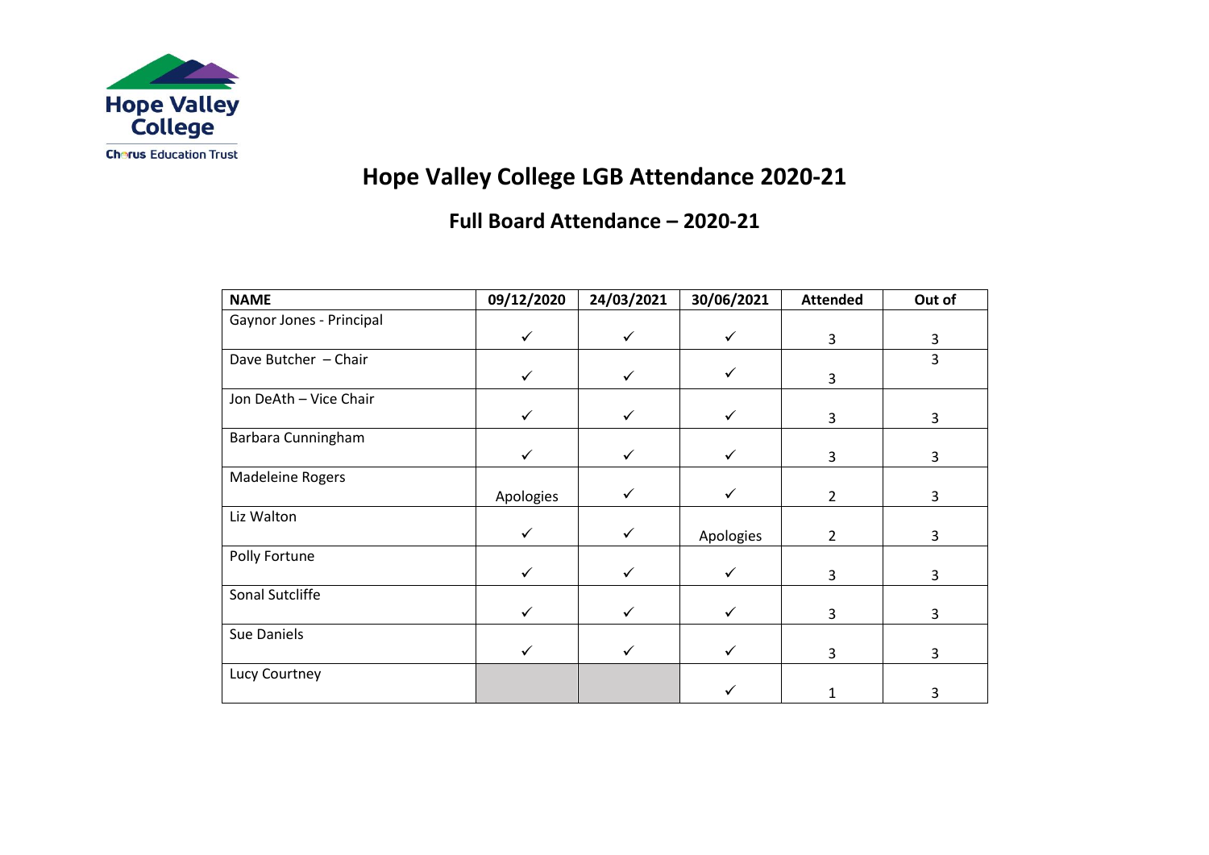# Hope Valley College LGB Attendance 2020-21

## Full Board Attendance – 2020-21

| NAME | 09/12/2020 | 24/03/2021 | 30/06/2021 | Attended | Out of |
|---|---|---|---|---|---|
| Gaynor Jones - Principal | ✓ | ✓ | ✓ | 3 | 3 |
| Dave Butcher – Chair | ✓ | ✓ | ✓ | 3 | 3 |
| Jon DeAth – Vice Chair | ✓ | ✓ | ✓ | 3 | 3 |
| Barbara Cunningham | ✓ | ✓ | ✓ | 3 | 3 |
| Madeleine Rogers | Apologies | ✓ | ✓ | 2 | 3 |
| Liz Walton | ✓ | ✓ | Apologies | 2 | 3 |
| Polly Fortune | ✓ | ✓ | ✓ | 3 | 3 |
| Sonal Sutcliffe | ✓ | ✓ | ✓ | 3 | 3 |
| Sue Daniels | ✓ | ✓ | ✓ | 3 | 3 |
| Lucy Courtney | | | ✓ | 1 | 3 |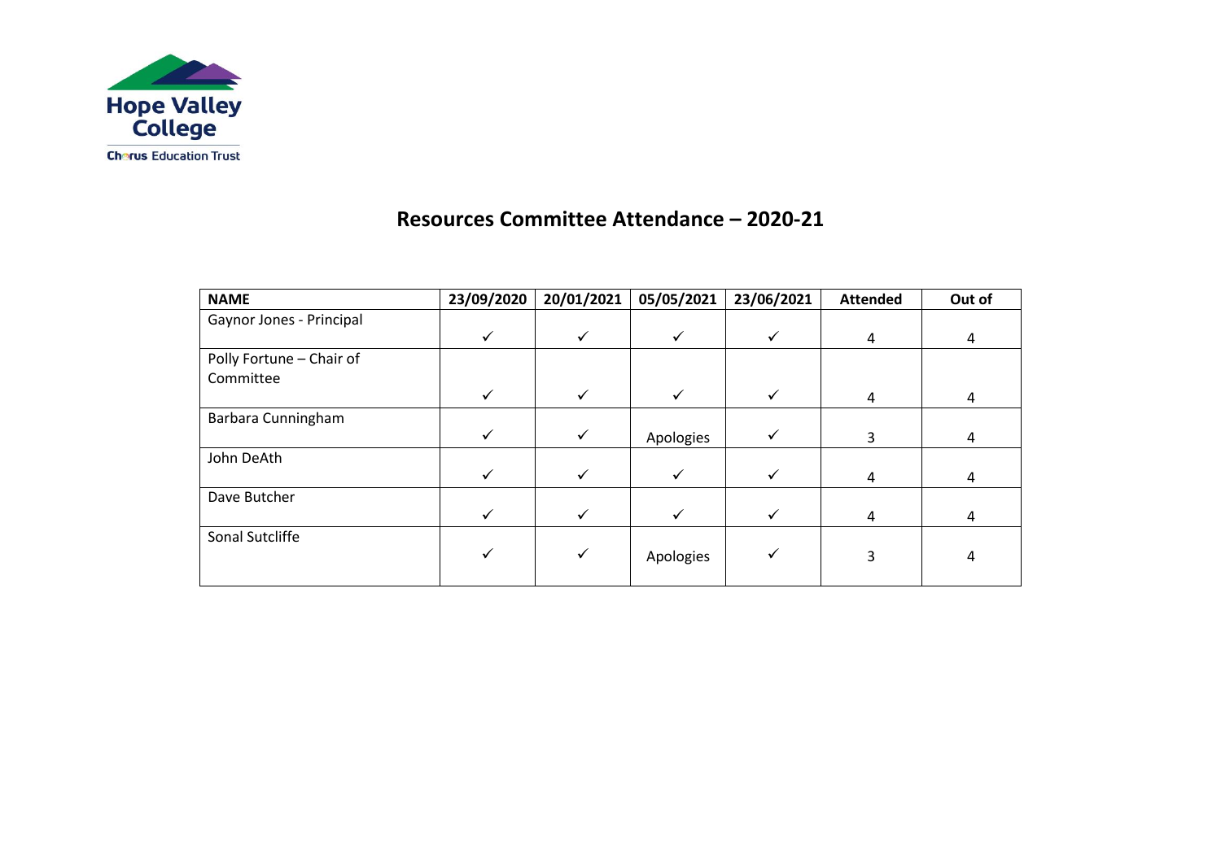# Resources Committee Attendance – 2020-21

| NAME | 23/09/2020 | 20/01/2021 | 05/05/2021 | 23/06/2021 | Attended | Out of |
|---|---|---|---|---|---|---|
| Gaynor Jones - Principal | ✓ | ✓ | ✓ | ✓ | 4 | 4 |
| Polly Fortune – Chair of Committee | ✓ | ✓ | ✓ | ✓ | 4 | 4 |
| Barbara Cunningham | ✓ | ✓ | Apologies | ✓ | 3 | 4 |
| John DeAth | ✓ | ✓ | ✓ | ✓ | 4 | 4 |
| Dave Butcher | ✓ | ✓ | ✓ | ✓ | 4 | 4 |
| Sonal Sutcliffe | ✓ | ✓ | Apologies | ✓ | 3 | 4 |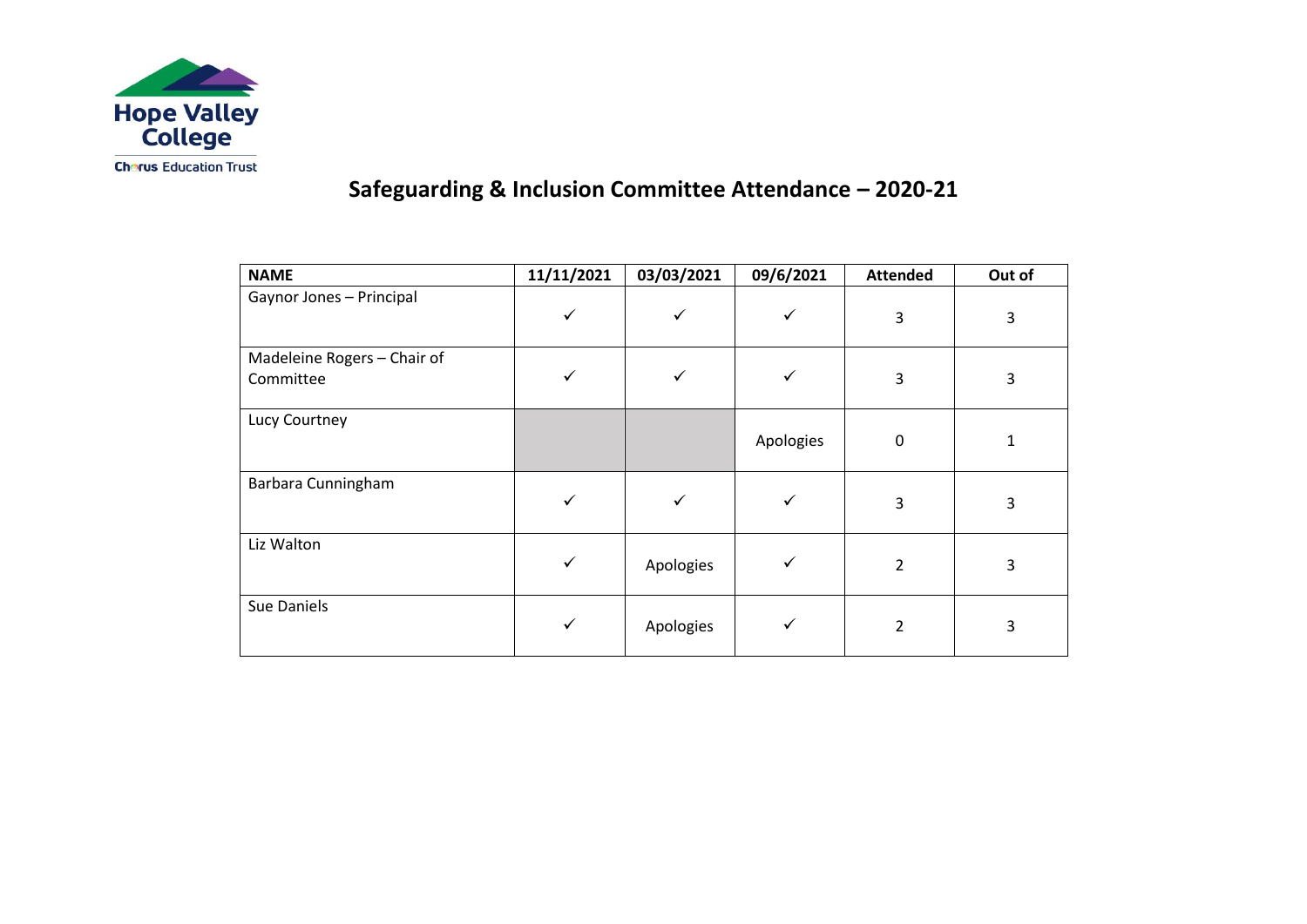Hope Valley College

Chorus Education Trust

# Safeguarding & Inclusion Committee Attendance – 2020-21

| NAME | 11/11/2021 | 03/03/2021 | 09/6/2021 | Attended | Out of |
|---|---|---|---|---|---|
| Gaynor Jones – Principal | ✓ | ✓ | ✓ | 3 | 3 |
| Madeleine Rogers – Chair of Committee | ✓ | ✓ | ✓ | 3 | 3 |
| Lucy Courtney | | | Apologies | 0 | 1 |
| Barbara Cunningham | ✓ | ✓ | ✓ | 3 | 3 |
| Liz Walton | ✓ | Apologies | ✓ | 2 | 3 |
| Sue Daniels | ✓ | Apologies | ✓ | 2 | 3 |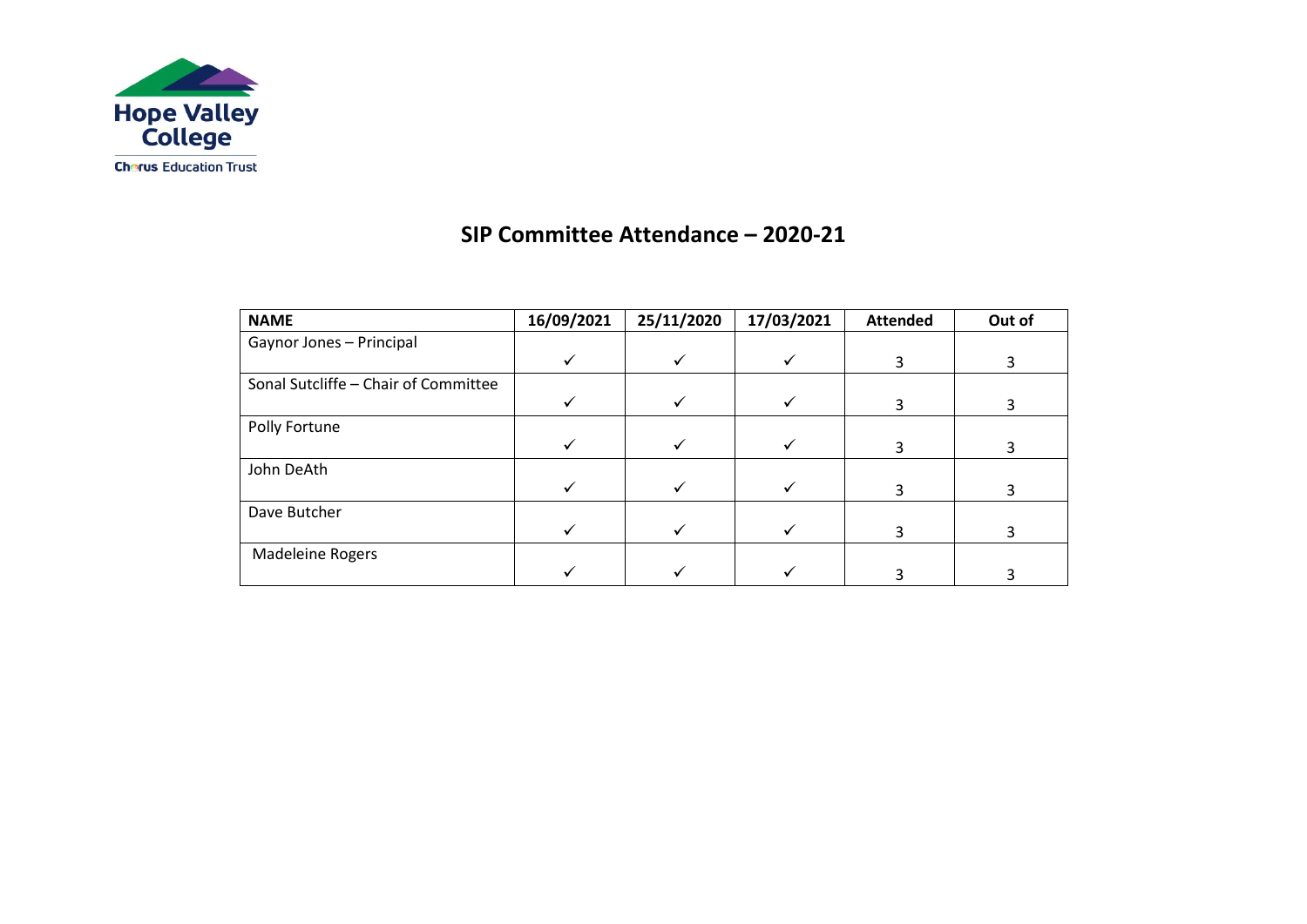Hope Valley College

Chorus Education Trust

# SIP Committee Attendance – 2020-21

| NAME | 16/09/2021 | 25/11/2020 | 17/03/2021 | Attended | Out of |
|---|---|---|---|---|---|
| Gaynor Jones – Principal | ✓ | ✓ | ✓ | 3 | 3 |
| Sonal Sutcliffe – Chair of Committee | ✓ | ✓ | ✓ | 3 | 3 |
| Polly Fortune | ✓ | ✓ | ✓ | 3 | 3 |
| John DeAth | ✓ | ✓ | ✓ | 3 | 3 |
| Dave Butcher | ✓ | ✓ | ✓ | 3 | 3 |
| Madeleine Rogers | ✓ | ✓ | ✓ | 3 | 3 |